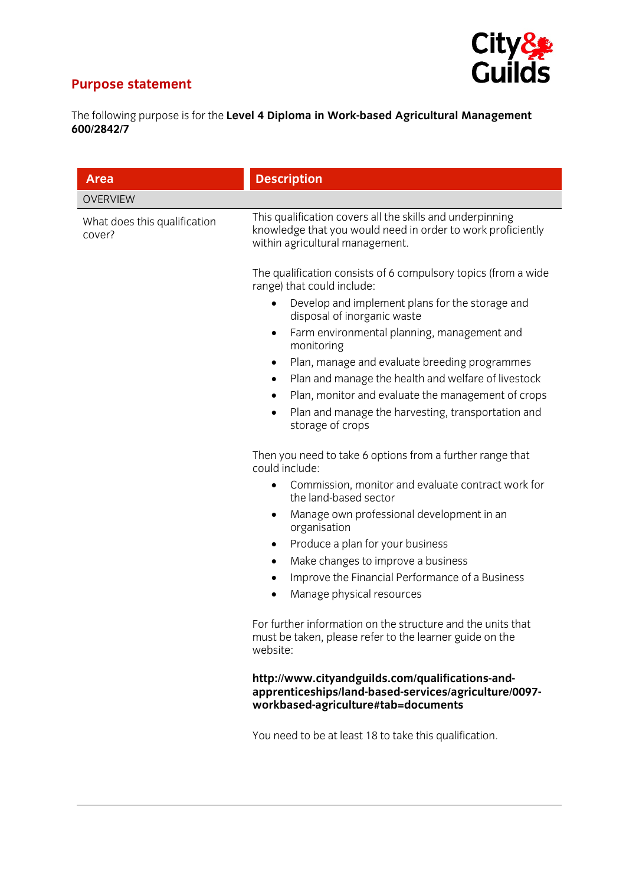## Purpose statement

The following purpose is for the **Level 4 Diploma in Work-based Agricultural Management 600/2842/7**

| Area | Description |
| --- | --- |
| OVERVIEW | |
| What does this qualification cover? | This qualification covers all the skills and underpinning knowledge that you would need in order to work proficiently within agricultural management.<br><br>The qualification consists of 6 compulsory topics (from a wide range) that could include:<br>• Develop and implement plans for the storage and disposal of inorganic waste<br>• Farm environmental planning, management and monitoring<br>• Plan, manage and evaluate breeding programmes<br>• Plan and manage the health and welfare of livestock<br>• Plan, monitor and evaluate the management of crops<br>• Plan and manage the harvesting, transportation and storage of crops<br><br>Then you need to take 6 options from a further range that could include:<br>• Commission, monitor and evaluate contract work for the land-based sector<br>• Manage own professional development in an organisation<br>• Produce a plan for your business<br>• Make changes to improve a business<br>• Improve the Financial Performance of a Business<br>• Manage physical resources<br><br>For further information on the structure and the units that must be taken, please refer to the learner guide on the website:<br><br>**http://www.cityandguilds.com/qualifications-and-apprenticeships/land-based-services/agriculture/0097-workbased-agriculture#tab=documents**<br><br>You need to be at least 18 to take this qualification. |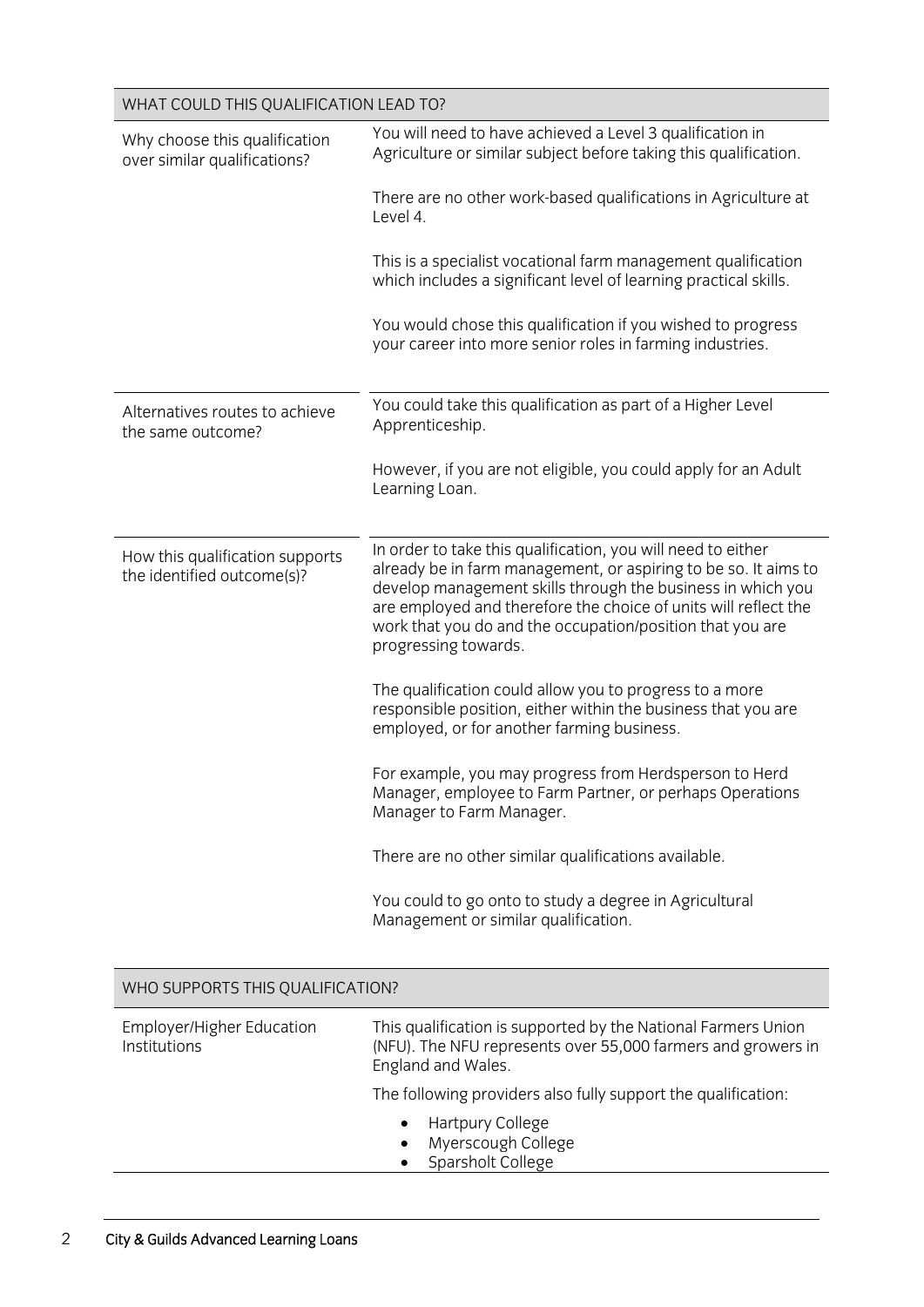| WHAT COULD THIS QUALIFICATION LEAD TO? | |
|---|---|
| Why choose this qualification over similar qualifications? | You will need to have achieved a Level 3 qualification in Agriculture or similar subject before taking this qualification.<br><br>There are no other work-based qualifications in Agriculture at Level 4.<br><br>This is a specialist vocational farm management qualification which includes a significant level of learning practical skills.<br><br>You would chose this qualification if you wished to progress your career into more senior roles in farming industries. |
| Alternatives routes to achieve the same outcome? | You could take this qualification as part of a Higher Level Apprenticeship.<br><br>However, if you are not eligible, you could apply for an Adult Learning Loan. |
| How this qualification supports the identified outcome(s)? | In order to take this qualification, you will need to either already be in farm management, or aspiring to be so. It aims to develop management skills through the business in which you are employed and therefore the choice of units will reflect the work that you do and the occupation/position that you are progressing towards.<br><br>The qualification could allow you to progress to a more responsible position, either within the business that you are employed, or for another farming business.<br><br>For example, you may progress from Herdsperson to Herd Manager, employee to Farm Partner, or perhaps Operations Manager to Farm Manager.<br><br>There are no other similar qualifications available.<br><br>You could to go onto to study a degree in Agricultural Management or similar qualification. |

| WHO SUPPORTS THIS QUALIFICATION? | |
|---|---|
| Employer/Higher Education Institutions | This qualification is supported by the National Farmers Union (NFU). The NFU represents over 55,000 farmers and growers in England and Wales.<br><br>The following providers also fully support the qualification:<br>• Hartpury College<br>• Myerscough College<br>• Sparsholt College |